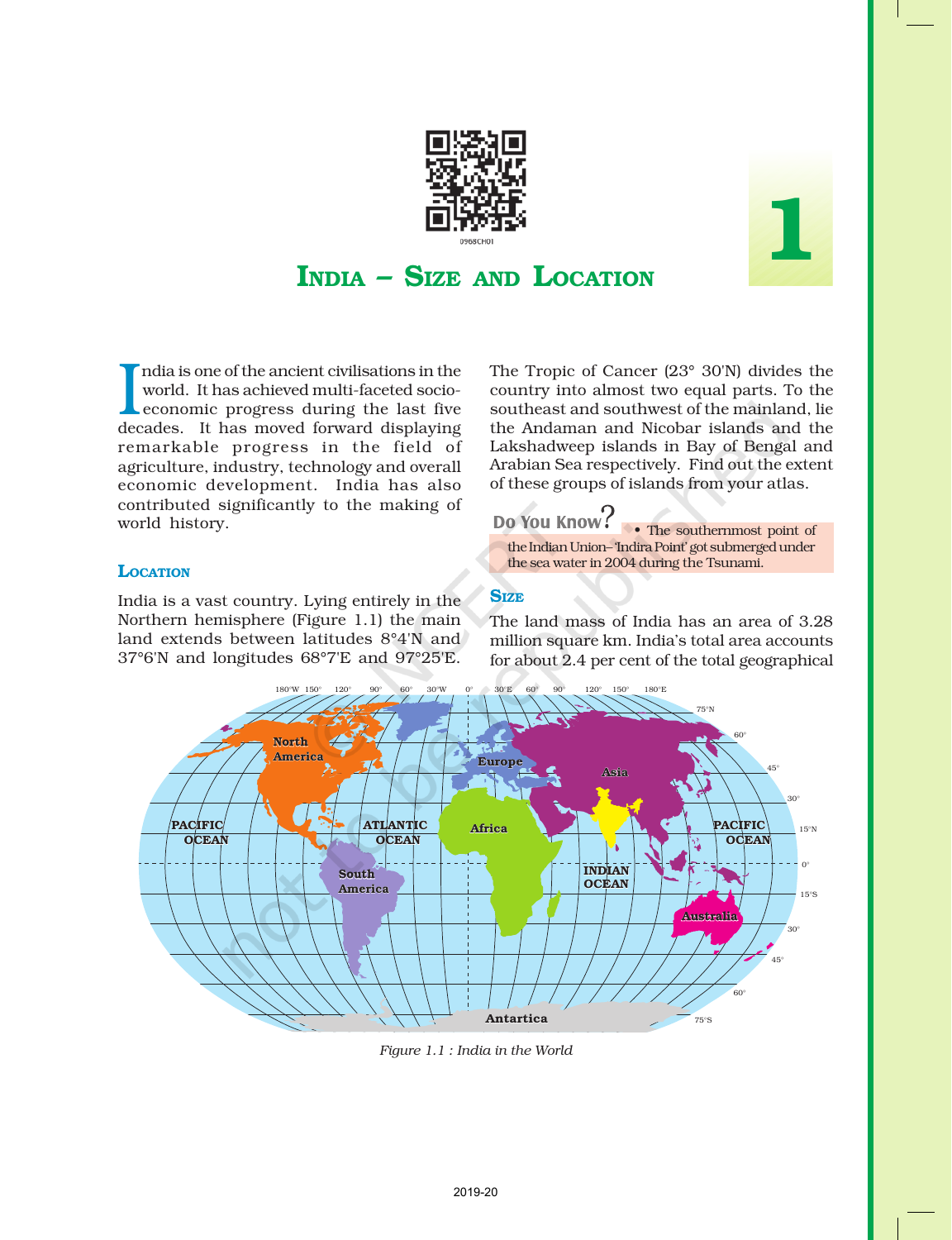# 1

## India – Size and Location

India is one of the ancient civilisations in the world. It has achieved multi-faceted socio-economic progress during the last five decades. It has moved forward displaying remarkable progress in the field of agriculture, industry, technology and overall economic development. India has also contributed significantly to the making of world history.

### Location

India is a vast country. Lying entirely in the Northern hemisphere (Figure 1.1) the main land extends between latitudes 8°4'N and 37°6'N and longitudes 68°7'E and 97°25'E. The Tropic of Cancer (23° 30'N) divides the country into almost two equal parts. To the southeast and southwest of the mainland, lie the Andaman and Nicobar islands and the Lakshadweep islands in Bay of Bengal and Arabian Sea respectively. Find out the extent of these groups of islands from your atlas.

**Do You Know?**

- The southernmost point of the Indian Union–'Indira Point' got submerged under the sea water in 2004 during the Tsunami.

### Size

The land mass of India has an area of 3.28 million square km. India's total area accounts for about 2.4 per cent of the total geographical

*Figure 1.1 : India in the World*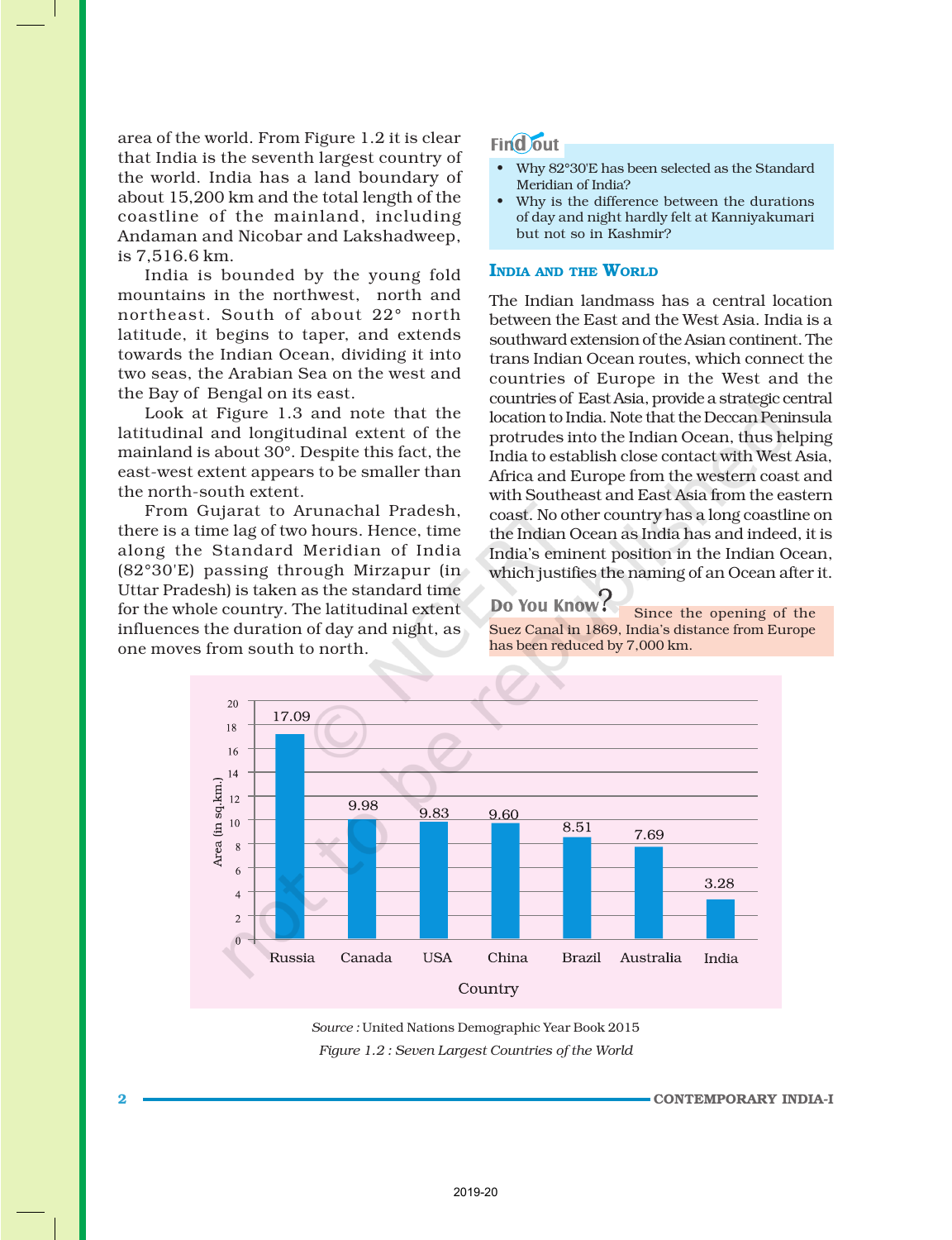area of the world. From Figure 1.2 it is clear that India is the seventh largest country of the world. India has a land boundary of about 15,200 km and the total length of the coastline of the mainland, including Andaman and Nicobar and Lakshadweep, is 7,516.6 km.

India is bounded by the young fold mountains in the northwest, north and northeast. South of about 22° north latitude, it begins to taper, and extends towards the Indian Ocean, dividing it into two seas, the Arabian Sea on the west and the Bay of Bengal on its east.

Look at Figure 1.3 and note that the latitudinal and longitudinal extent of the mainland is about 30°. Despite this fact, the east-west extent appears to be smaller than the north-south extent.

From Gujarat to Arunachal Pradesh, there is a time lag of two hours. Hence, time along the Standard Meridian of India (82°30'E) passing through Mirzapur (in Uttar Pradesh) is taken as the standard time for the whole country. The latitudinal extent influences the duration of day and night, as one moves from south to north.

**Find out**

- Why 82°30'E has been selected as the Standard Meridian of India?
- Why is the difference between the durations of day and night hardly felt at Kanniyakumari but not so in Kashmir?

## India and the World

The Indian landmass has a central location between the East and the West Asia. India is a southward extension of the Asian continent. The trans Indian Ocean routes, which connect the countries of Europe in the West and the countries of East Asia, provide a strategic central location to India. Note that the Deccan Peninsula protrudes into the Indian Ocean, thus helping India to establish close contact with West Asia, Africa and Europe from the western coast and with Southeast and East Asia from the eastern coast. No other country has a long coastline on the Indian Ocean as India has and indeed, it is India's eminent position in the Indian Ocean, which justifies the naming of an Ocean after it.

**Do You Know?** Since the opening of the Suez Canal in 1869, India's distance from Europe has been reduced by 7,000 km.

| Country | Area (in sq.km.) |
|---|---|
| Russia | 17.09 |
| Canada | 9.98 |
| USA | 9.83 |
| China | 9.60 |
| Brazil | 8.51 |
| Australia | 7.69 |
| India | 3.28 |

*Source :* United Nations Demographic Year Book 2015

*Figure 1.2 : Seven Largest Countries of the World*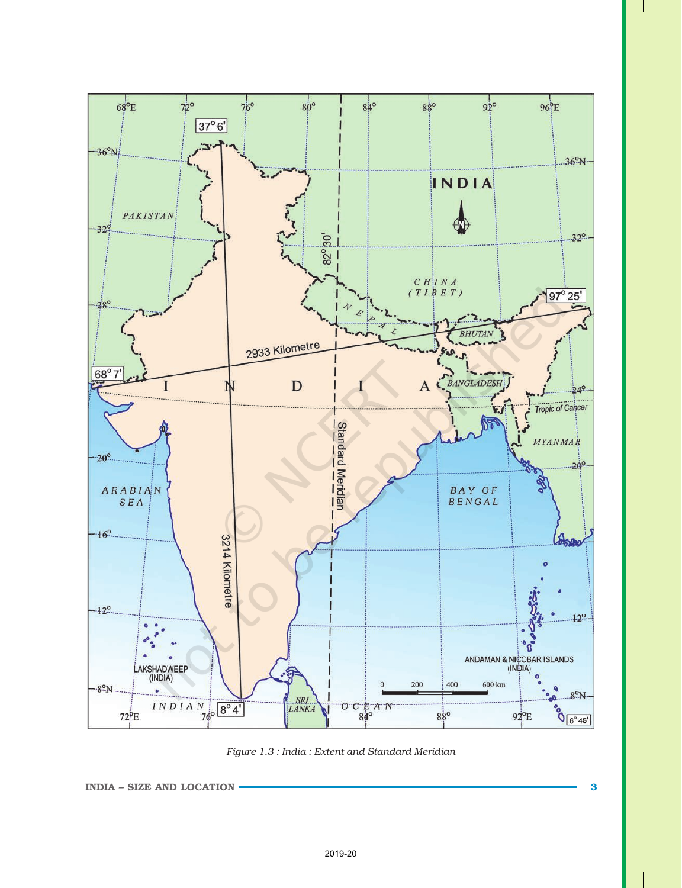Figure 1.3 : India : Extent and Standard Meridian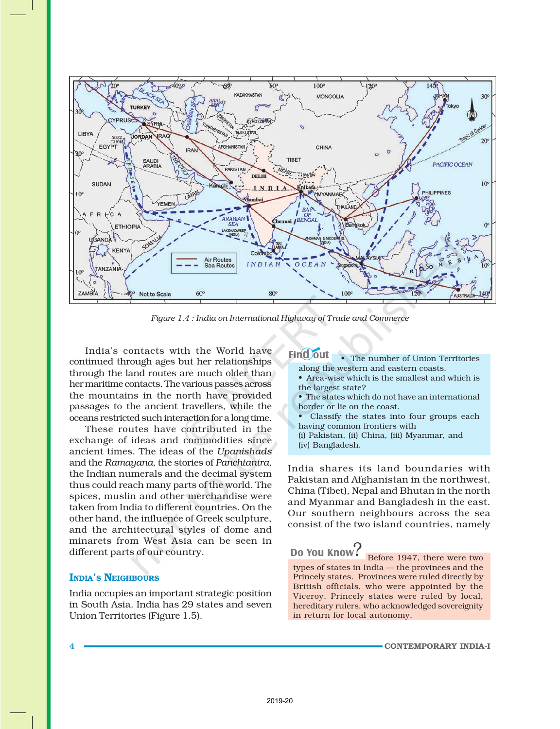Figure 1.4 : India on International Highway of Trade and Commerce

India's contacts with the World have continued through ages but her relationships through the land routes are much older than her maritime contacts. The various passes across the mountains in the north have provided passages to the ancient travellers, while the oceans restricted such interaction for a long time.

These routes have contributed in the exchange of ideas and commodities since ancient times. The ideas of the *Upanishads* and the *Ramayana*, the stories of *Panchtantra*, the Indian numerals and the decimal system thus could reach many parts of the world. The spices, muslin and other merchandise were taken from India to different countries. On the other hand, the influence of Greek sculpture, and the architectural styles of dome and minarets from West Asia can be seen in different parts of our country.

## India's Neighbours

India occupies an important strategic position in South Asia. India has 29 states and seven Union Territories (Figure 1.5).

**Find out**

- The number of Union Territories along the western and eastern coasts.
- Area-wise which is the smallest and which is the largest state?
- The states which do not have an international border or lie on the coast.
- Classify the states into four groups each having common frontiers with (i) Pakistan, (ii) China, (iii) Myanmar, and (iv) Bangladesh.

India shares its land boundaries with Pakistan and Afghanistan in the northwest, China (Tibet), Nepal and Bhutan in the north and Myanmar and Bangladesh in the east. Our southern neighbours across the sea consist of the two island countries, namely

**Do You Know?**

Before 1947, there were two types of states in India — the provinces and the Princely states. Provinces were ruled directly by British officials, who were appointed by the Viceroy. Princely states were ruled by local, hereditary rulers, who acknowledged sovereignity in return for local autonomy.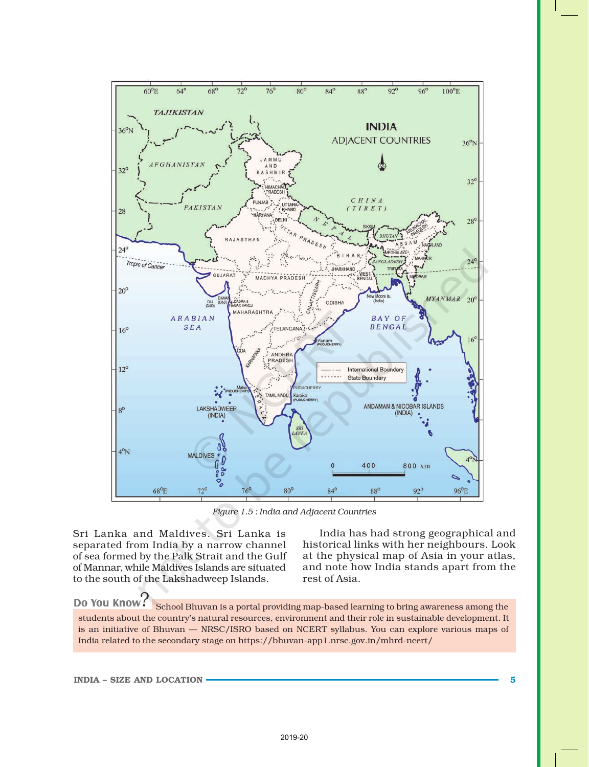Figure 1.5 : India and Adjacent Countries

Sri Lanka and Maldives. Sri Lanka is separated from India by a narrow channel of sea formed by the Palk Strait and the Gulf of Mannar, while Maldives Islands are situated to the south of the Lakshadweep Islands.

India has had strong geographical and historical links with her neighbours. Look at the physical map of Asia in your atlas, and note how India stands apart from the rest of Asia.

**Do You Know?** School Bhuvan is a portal providing map-based learning to bring awareness among the students about the country's natural resources, environment and their role in sustainable development. It is an initiative of Bhuvan — NRSC/ISRO based on NCERT syllabus. You can explore various maps of India related to the secondary stage on https://bhuvan-app1.nrsc.gov.in/mhrd-ncert/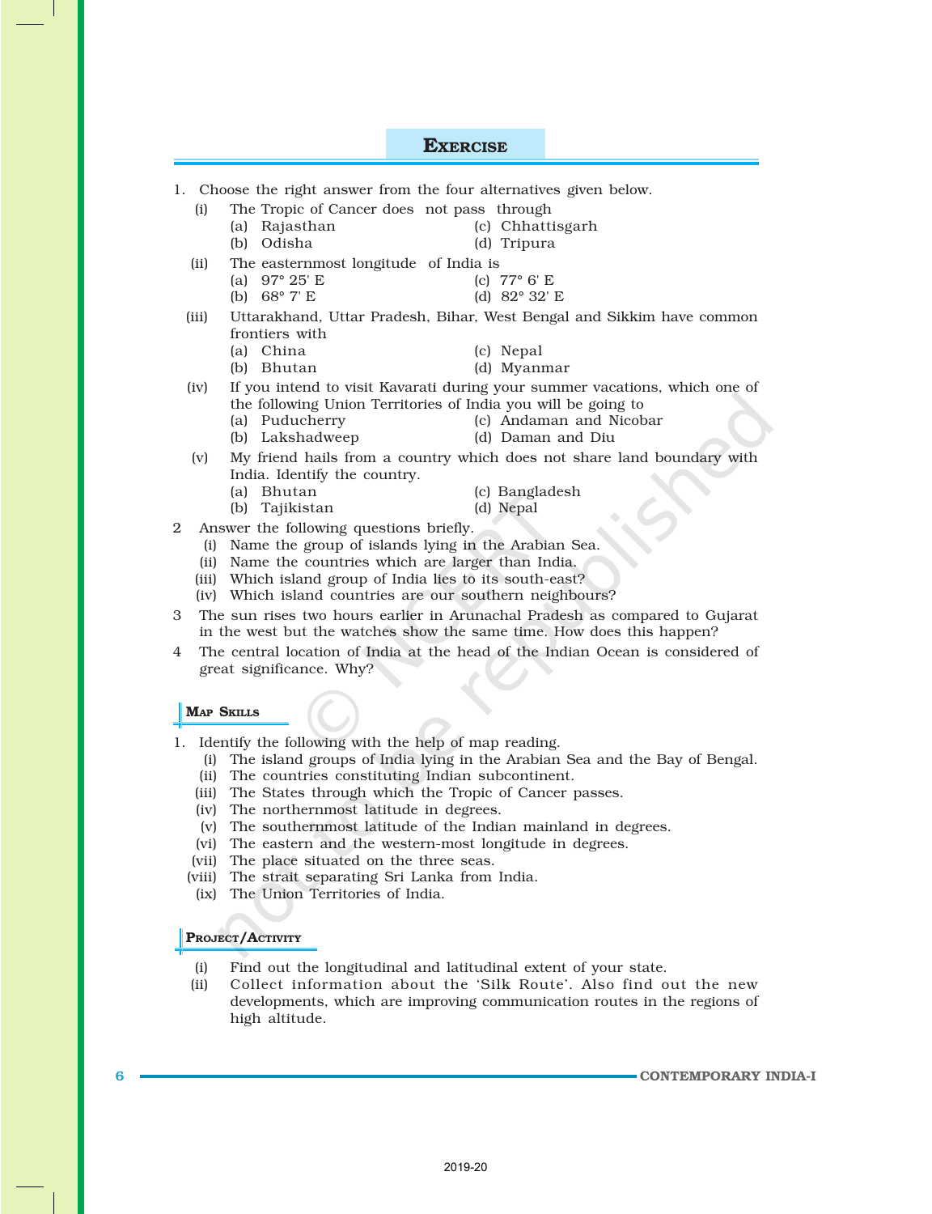## Exercise

1. Choose the right answer from the four alternatives given below.
   (i) The Tropic of Cancer does not pass through
      (a) Rajasthan
      (b) Odisha
      (c) Chhattisgarh
      (d) Tripura
   (ii) The easternmost longitude of India is
      (a) 97° 25' E
      (b) 68° 7' E
      (c) 77° 6' E
      (d) 82° 32' E
   (iii) Uttarakhand, Uttar Pradesh, Bihar, West Bengal and Sikkim have common frontiers with
      (a) China
      (b) Bhutan
      (c) Nepal
      (d) Myanmar
   (iv) If you intend to visit Kavarati during your summer vacations, which one of the following Union Territories of India you will be going to
      (a) Puducherry
      (b) Lakshadweep
      (c) Andaman and Nicobar
      (d) Daman and Diu
   (v) My friend hails from a country which does not share land boundary with India. Identify the country.
      (a) Bhutan
      (b) Tajikistan
      (c) Bangladesh
      (d) Nepal

2 Answer the following questions briefly.
   (i) Name the group of islands lying in the Arabian Sea.
   (ii) Name the countries which are larger than India.
   (iii) Which island group of India lies to its south-east?
   (iv) Which island countries are our southern neighbours?

3 The sun rises two hours earlier in Arunachal Pradesh as compared to Gujarat in the west but the watches show the same time. How does this happen?

4 The central location of India at the head of the Indian Ocean is considered of great significance. Why?

### Map Skills

1. Identify the following with the help of map reading.
   (i) The island groups of India lying in the Arabian Sea and the Bay of Bengal.
   (ii) The countries constituting Indian subcontinent.
   (iii) The States through which the Tropic of Cancer passes.
   (iv) The northernmost latitude in degrees.
   (v) The southernmost latitude of the Indian mainland in degrees.
   (vi) The eastern and the western-most longitude in degrees.
   (vii) The place situated on the three seas.
   (viii) The strait separating Sri Lanka from India.
   (ix) The Union Territories of India.

### Project/Activity

(i) Find out the longitudinal and latitudinal extent of your state.
(ii) Collect information about the 'Silk Route'. Also find out the new developments, which are improving communication routes in the regions of high altitude.